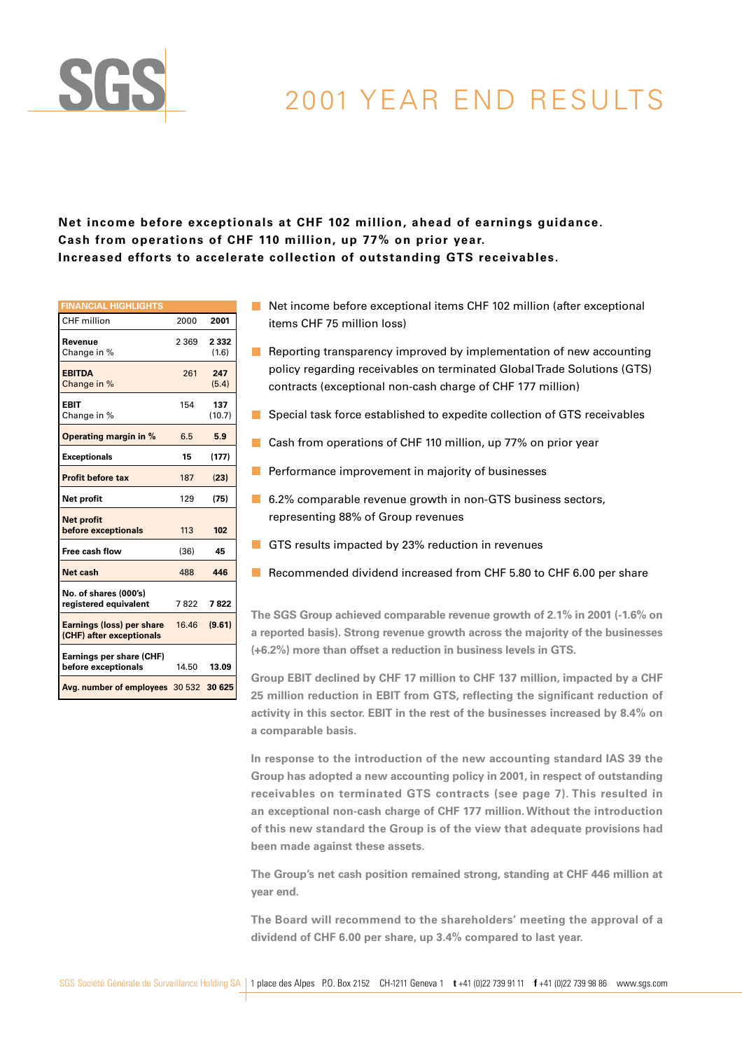SGS

# 2001 YEAR END RESULTS

**Net income before exceptionals at CHF 102 million, ahead of earnings guidance.**
**Cash from operations of CHF 110 million, up 77% on prior year.**
**Increased efforts to accelerate collection of outstanding GTS receivables.**

| FINANCIAL HIGHLIGHTS | | |
|---|---|---|
| CHF million | 2000 | **2001** |
| **Revenue** Change in % | 2 369 | **2 332** (1.6) |
| **EBITDA** Change in % | 261 | **247** (5.4) |
| **EBIT** Change in % | 154 | **137** (10.7) |
| **Operating margin in %** | 6.5 | **5.9** |
| **Exceptionals** | 15 | **(177)** |
| **Profit before tax** | 187 | **(23)** |
| **Net profit** | 129 | **(75)** |
| **Net profit before exceptionals** | 113 | **102** |
| **Free cash flow** | (36) | **45** |
| **Net cash** | 488 | **446** |
| **No. of shares (000's) registered equivalent** | 7 822 | **7 822** |
| **Earnings (loss) per share (CHF) after exceptionals** | 16.46 | **(9.61)** |
| **Earnings per share (CHF) before exceptionals** | 14.50 | **13.09** |
| **Avg. number of employees** | 30 532 | **30 625** |

- Net income before exceptional items CHF 102 million (after exceptional items CHF 75 million loss)
- Reporting transparency improved by implementation of new accounting policy regarding receivables on terminated Global Trade Solutions (GTS) contracts (exceptional non-cash charge of CHF 177 million)
- Special task force established to expedite collection of GTS receivables
- Cash from operations of CHF 110 million, up 77% on prior year
- Performance improvement in majority of businesses
- 6.2% comparable revenue growth in non-GTS business sectors, representing 88% of Group revenues
- GTS results impacted by 23% reduction in revenues
- Recommended dividend increased from CHF 5.80 to CHF 6.00 per share

**The SGS Group achieved comparable revenue growth of 2.1% in 2001 (-1.6% on a reported basis). Strong revenue growth across the majority of the businesses (+6.2%) more than offset a reduction in business levels in GTS.**

**Group EBIT declined by CHF 17 million to CHF 137 million, impacted by a CHF 25 million reduction in EBIT from GTS, reflecting the significant reduction of activity in this sector. EBIT in the rest of the businesses increased by 8.4% on a comparable basis.**

**In response to the introduction of the new accounting standard IAS 39 the Group has adopted a new accounting policy in 2001, in respect of outstanding receivables on terminated GTS contracts (see page 7). This resulted in an exceptional non-cash charge of CHF 177 million. Without the introduction of this new standard the Group is of the view that adequate provisions had been made against these assets.**

**The Group's net cash position remained strong, standing at CHF 446 million at year end.**

**The Board will recommend to the shareholders' meeting the approval of a dividend of CHF 6.00 per share, up 3.4% compared to last year.**

SGS Société Générale de Surveillance Holding SA | 1 place des Alpes P.O. Box 2152 CH-1211 Geneva 1 **t** +41 (0)22 739 91 11 **f** +41 (0)22 739 98 86 www.sgs.com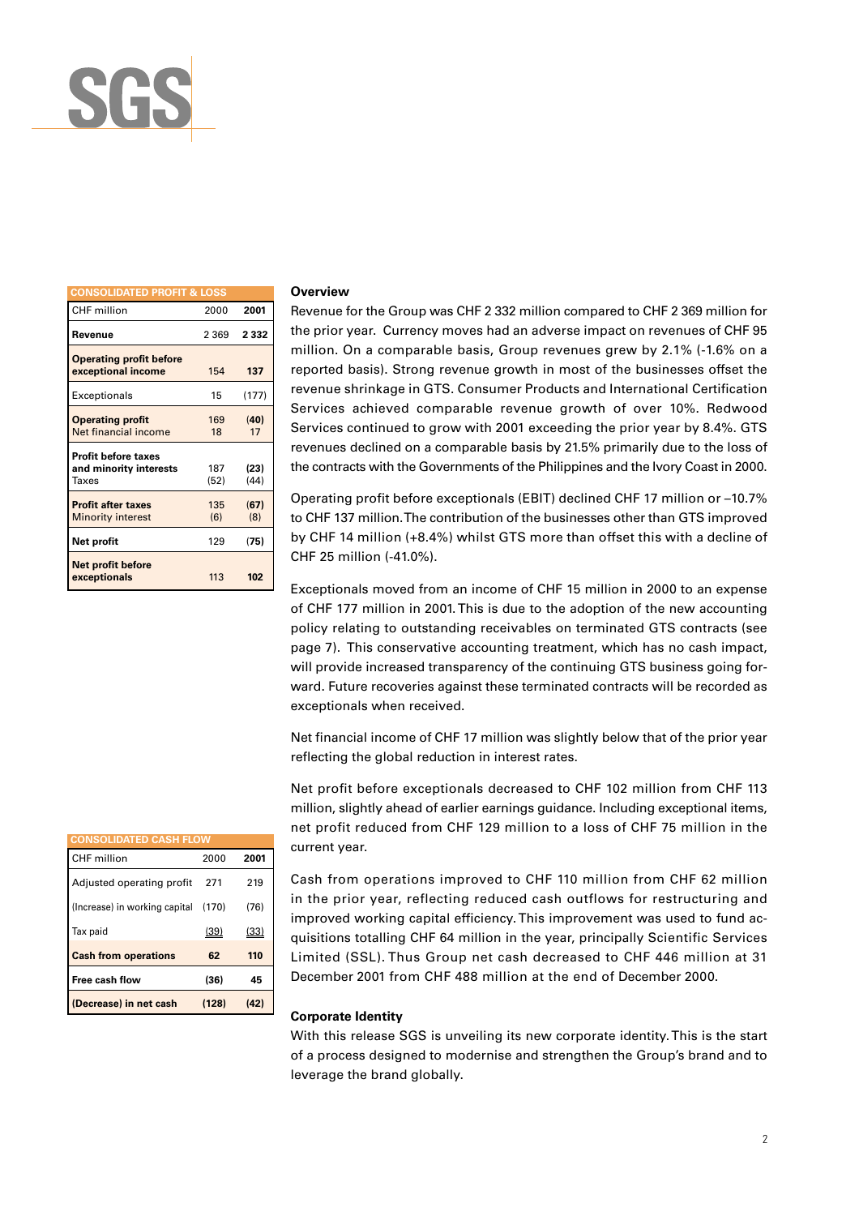SGS

| CONSOLIDATED PROFIT & LOSS | | |
|---|---|---|
| CHF million | 2000 | **2001** |
| **Revenue** | 2 369 | **2 332** |
| **Operating profit before exceptional income** | 154 | **137** |
| Exceptionals | 15 | (177) |
| **Operating profit** | 169 | **(40)** |
| Net financial income | 18 | 17 |
| **Profit before taxes and minority interests** | 187 | **(23)** |
| Taxes | (52) | (44) |
| **Profit after taxes** | 135 | **(67)** |
| Minority interest | (6) | (8) |
| **Net profit** | 129 | **(75)** |
| **Net profit before exceptionals** | 113 | **102** |

**Overview**

Revenue for the Group was CHF 2 332 million compared to CHF 2 369 million for the prior year. Currency moves had an adverse impact on revenues of CHF 95 million. On a comparable basis, Group revenues grew by 2.1% (-1.6% on a reported basis). Strong revenue growth in most of the businesses offset the revenue shrinkage in GTS. Consumer Products and International Certification Services achieved comparable revenue growth of over 10%. Redwood Services continued to grow with 2001 exceeding the prior year by 8.4%. GTS revenues declined on a comparable basis by 21.5% primarily due to the loss of the contracts with the Governments of the Philippines and the Ivory Coast in 2000.

Operating profit before exceptionals (EBIT) declined CHF 17 million or –10.7% to CHF 137 million. The contribution of the businesses other than GTS improved by CHF 14 million (+8.4%) whilst GTS more than offset this with a decline of CHF 25 million (-41.0%).

Exceptionals moved from an income of CHF 15 million in 2000 to an expense of CHF 177 million in 2001. This is due to the adoption of the new accounting policy relating to outstanding receivables on terminated GTS contracts (see page 7). This conservative accounting treatment, which has no cash impact, will provide increased transparency of the continuing GTS business going forward. Future recoveries against these terminated contracts will be recorded as exceptionals when received.

Net financial income of CHF 17 million was slightly below that of the prior year reflecting the global reduction in interest rates.

Net profit before exceptionals decreased to CHF 102 million from CHF 113 million, slightly ahead of earlier earnings guidance. Including exceptional items, net profit reduced from CHF 129 million to a loss of CHF 75 million in the current year.

| CONSOLIDATED CASH FLOW | | |
|---|---|---|
| CHF million | 2000 | **2001** |
| Adjusted operating profit | 271 | 219 |
| (Increase) in working capital | (170) | (76) |
| Tax paid | (39) | (33) |
| **Cash from operations** | **62** | **110** |
| **Free cash flow** | **(36)** | **45** |
| **(Decrease) in net cash** | **(128)** | **(42)** |

Cash from operations improved to CHF 110 million from CHF 62 million in the prior year, reflecting reduced cash outflows for restructuring and improved working capital efficiency. This improvement was used to fund acquisitions totalling CHF 64 million in the year, principally Scientific Services Limited (SSL). Thus Group net cash decreased to CHF 446 million at 31 December 2001 from CHF 488 million at the end of December 2000.

**Corporate Identity**

With this release SGS is unveiling its new corporate identity. This is the start of a process designed to modernise and strengthen the Group's brand and to leverage the brand globally.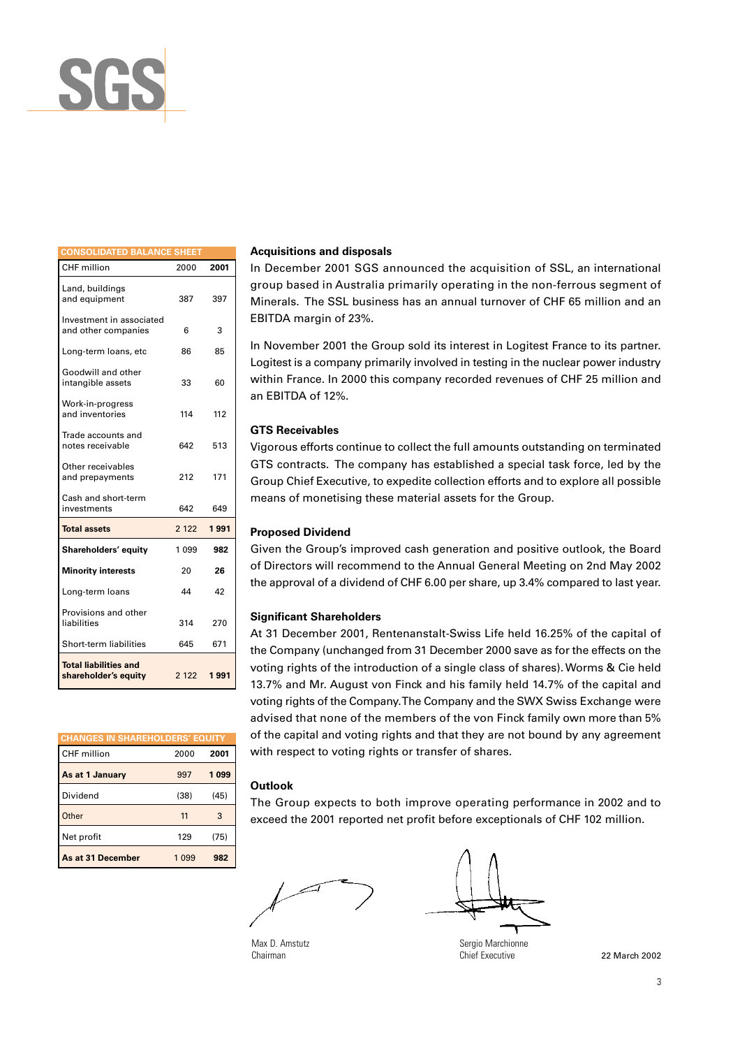SGS

**CONSOLIDATED BALANCE SHEET**

| CHF million | 2000 | **2001** |
|---|---|---|
| Land, buildings and equipment | 387 | 397 |
| Investment in associated and other companies | 6 | 3 |
| Long-term loans, etc | 86 | 85 |
| Goodwill and other intangible assets | 33 | 60 |
| Work-in-progress and inventories | 114 | 112 |
| Trade accounts and notes receivable | 642 | 513 |
| Other receivables and prepayments | 212 | 171 |
| Cash and short-term investments | 642 | 649 |
| **Total assets** | 2 122 | **1 991** |
| **Shareholders' equity** | 1 099 | **982** |
| **Minority interests** | 20 | **26** |
| Long-term loans | 44 | 42 |
| Provisions and other liabilities | 314 | 270 |
| Short-term liabilities | 645 | 671 |
| **Total liabilities and shareholder's equity** | 2 122 | **1 991** |

**CHANGES IN SHAREHOLDERS' EQUITY**

| CHF million | 2000 | **2001** |
|---|---|---|
| **As at 1 January** | 997 | **1 099** |
| Dividend | (38) | (45) |
| Other | 11 | 3 |
| Net profit | 129 | (75) |
| **As at 31 December** | 1 099 | **982** |

**Acquisitions and disposals**

In December 2001 SGS announced the acquisition of SSL, an international group based in Australia primarily operating in the non-ferrous segment of Minerals. The SSL business has an annual turnover of CHF 65 million and an EBITDA margin of 23%.

In November 2001 the Group sold its interest in Logitest France to its partner. Logitest is a company primarily involved in testing in the nuclear power industry within France. In 2000 this company recorded revenues of CHF 25 million and an EBITDA of 12%.

**GTS Receivables**

Vigorous efforts continue to collect the full amounts outstanding on terminated GTS contracts. The company has established a special task force, led by the Group Chief Executive, to expedite collection efforts and to explore all possible means of monetising these material assets for the Group.

**Proposed Dividend**

Given the Group's improved cash generation and positive outlook, the Board of Directors will recommend to the Annual General Meeting on 2nd May 2002 the approval of a dividend of CHF 6.00 per share, up 3.4% compared to last year.

**Significant Shareholders**

At 31 December 2001, Rentenanstalt-Swiss Life held 16.25% of the capital of the Company (unchanged from 31 December 2000 save as for the effects on the voting rights of the introduction of a single class of shares). Worms & Cie held 13.7% and Mr. August von Finck and his family held 14.7% of the capital and voting rights of the Company. The Company and the SWX Swiss Exchange were advised that none of the members of the von Finck family own more than 5% of the capital and voting rights and that they are not bound by any agreement with respect to voting rights or transfer of shares.

**Outlook**

The Group expects to both improve operating performance in 2002 and to exceed the 2001 reported net profit before exceptionals of CHF 102 million.

Max D. Amstutz
Chairman

Sergio Marchionne
Chief Executive

22 March 2002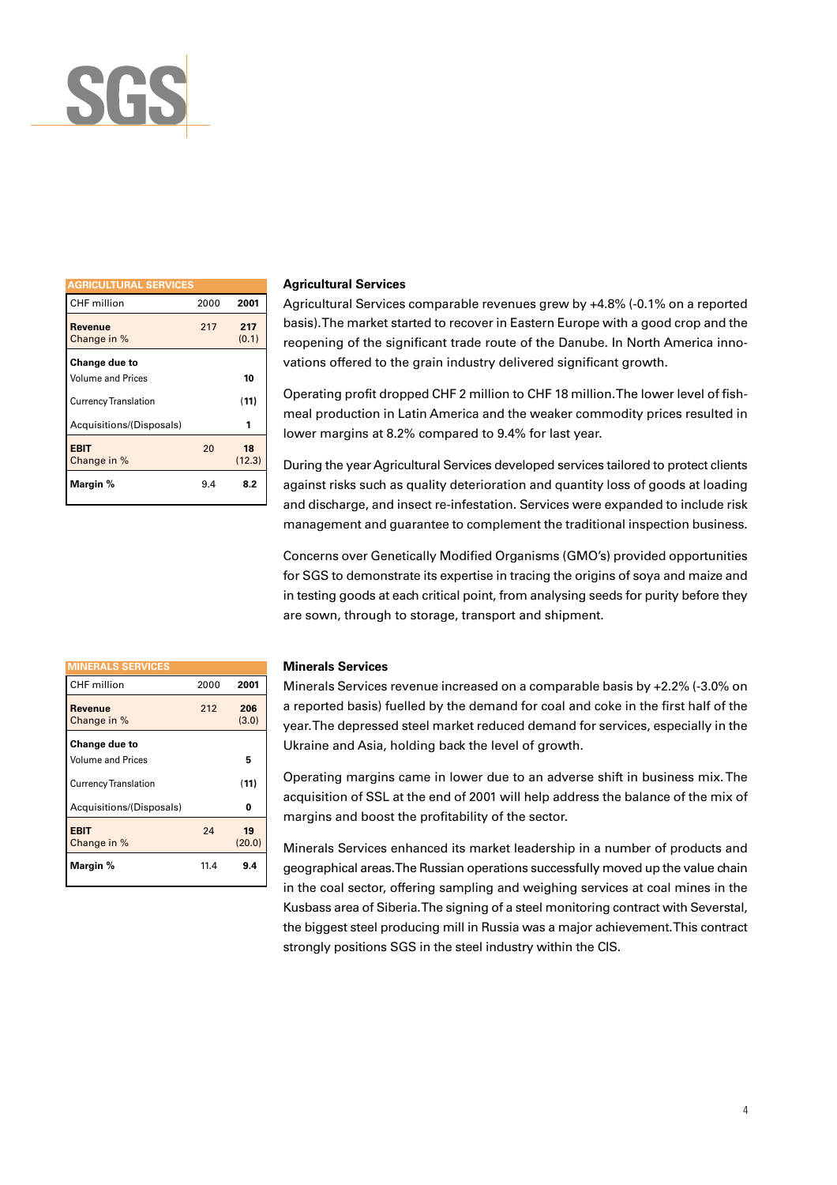## Agricultural Services

| AGRICULTURAL SERVICES | | |
|---|---|---|
| CHF million | 2000 | **2001** |
| **Revenue** | 217 | **217** |
| Change in % | | (0.1) |
| **Change due to** | | |
| Volume and Prices | | **10** |
| Currency Translation | | **(11)** |
| Acquisitions/(Disposals) | | **1** |
| **EBIT** | 20 | **18** |
| Change in % | | (12.3) |
| **Margin %** | 9.4 | **8.2** |

Agricultural Services comparable revenues grew by +4.8% (-0.1% on a reported basis). The market started to recover in Eastern Europe with a good crop and the reopening of the significant trade route of the Danube. In North America innovations offered to the grain industry delivered significant growth.

Operating profit dropped CHF 2 million to CHF 18 million. The lower level of fish-meal production in Latin America and the weaker commodity prices resulted in lower margins at 8.2% compared to 9.4% for last year.

During the year Agricultural Services developed services tailored to protect clients against risks such as quality deterioration and quantity loss of goods at loading and discharge, and insect re-infestation. Services were expanded to include risk management and guarantee to complement the traditional inspection business.

Concerns over Genetically Modified Organisms (GMO's) provided opportunities for SGS to demonstrate its expertise in tracing the origins of soya and maize and in testing goods at each critical point, from analysing seeds for purity before they are sown, through to storage, transport and shipment.

## Minerals Services

| MINERALS SERVICES | | |
|---|---|---|
| CHF million | 2000 | **2001** |
| **Revenue** | 212 | **206** |
| Change in % | | (3.0) |
| **Change due to** | | |
| Volume and Prices | | **5** |
| Currency Translation | | **(11)** |
| Acquisitions/(Disposals) | | **0** |
| **EBIT** | 24 | **19** |
| Change in % | | (20.0) |
| **Margin %** | 11.4 | **9.4** |

Minerals Services revenue increased on a comparable basis by +2.2% (-3.0% on a reported basis) fuelled by the demand for coal and coke in the first half of the year. The depressed steel market reduced demand for services, especially in the Ukraine and Asia, holding back the level of growth.

Operating margins came in lower due to an adverse shift in business mix. The acquisition of SSL at the end of 2001 will help address the balance of the mix of margins and boost the profitability of the sector.

Minerals Services enhanced its market leadership in a number of products and geographical areas. The Russian operations successfully moved up the value chain in the coal sector, offering sampling and weighing services at coal mines in the Kusbass area of Siberia. The signing of a steel monitoring contract with Severstal, the biggest steel producing mill in Russia was a major achievement. This contract strongly positions SGS in the steel industry within the CIS.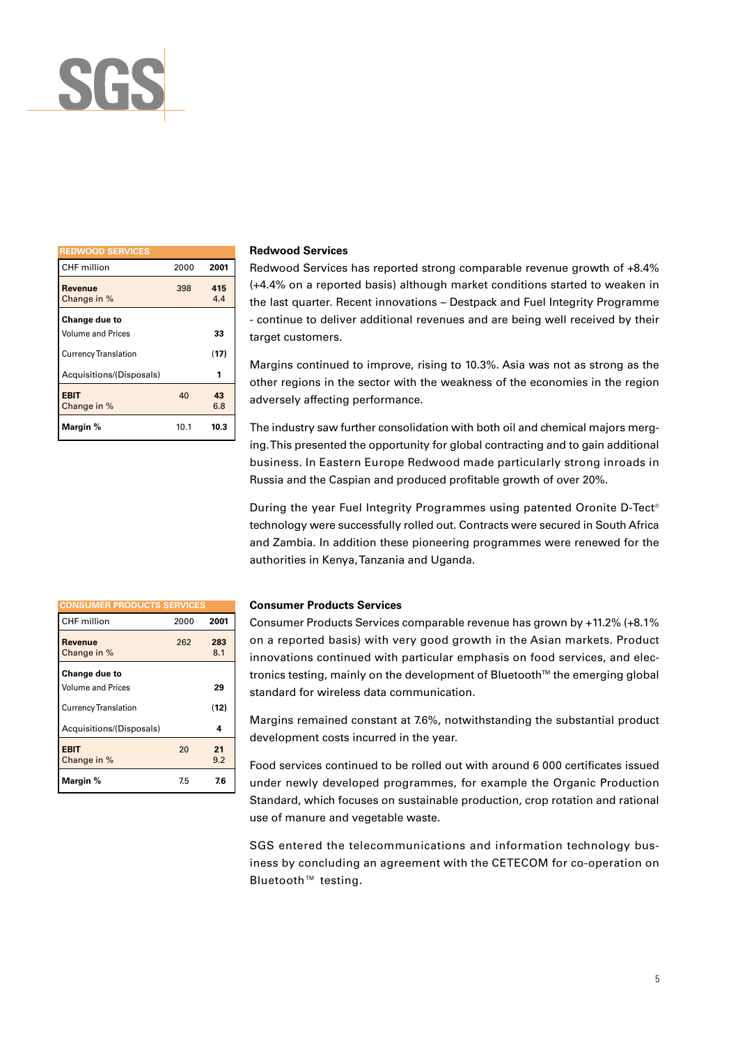| REDWOOD SERVICES | | |
|---|---|---|
| CHF million | 2000 | 2001 |
| **Revenue** | 398 | **415** |
| Change in % | | 4.4 |
| **Change due to** | | |
| Volume and Prices | | **33** |
| Currency Translation | | **(17)** |
| Acquisitions/(Disposals) | | **1** |
| **EBIT** | 40 | **43** |
| Change in % | | 6.8 |
| **Margin %** | 10.1 | **10.3** |

### Redwood Services

Redwood Services has reported strong comparable revenue growth of +8.4% (+4.4% on a reported basis) although market conditions started to weaken in the last quarter. Recent innovations – Destpack and Fuel Integrity Programme - continue to deliver additional revenues and are being well received by their target customers.

Margins continued to improve, rising to 10.3%. Asia was not as strong as the other regions in the sector with the weakness of the economies in the region adversely affecting performance.

The industry saw further consolidation with both oil and chemical majors merging. This presented the opportunity for global contracting and to gain additional business. In Eastern Europe Redwood made particularly strong inroads in Russia and the Caspian and produced profitable growth of over 20%.

During the year Fuel Integrity Programmes using patented Oronite D-Tect® technology were successfully rolled out. Contracts were secured in South Africa and Zambia. In addition these pioneering programmes were renewed for the authorities in Kenya, Tanzania and Uganda.

| CONSUMER PRODUCTS SERVICES | | |
|---|---|---|
| CHF million | 2000 | 2001 |
| **Revenue** | 262 | **283** |
| Change in % | | 8.1 |
| **Change due to** | | |
| Volume and Prices | | **29** |
| Currency Translation | | **(12)** |
| Acquisitions/(Disposals) | | **4** |
| **EBIT** | 20 | **21** |
| Change in % | | 9.2 |
| **Margin %** | 7.5 | **7.6** |

### Consumer Products Services

Consumer Products Services comparable revenue has grown by +11.2% (+8.1% on a reported basis) with very good growth in the Asian markets. Product innovations continued with particular emphasis on food services, and electronics testing, mainly on the development of Bluetooth™ the emerging global standard for wireless data communication.

Margins remained constant at 7.6%, notwithstanding the substantial product development costs incurred in the year.

Food services continued to be rolled out with around 6 000 certificates issued under newly developed programmes, for example the Organic Production Standard, which focuses on sustainable production, crop rotation and rational use of manure and vegetable waste.

SGS entered the telecommunications and information technology business by concluding an agreement with the CETECOM for co-operation on Bluetooth™ testing.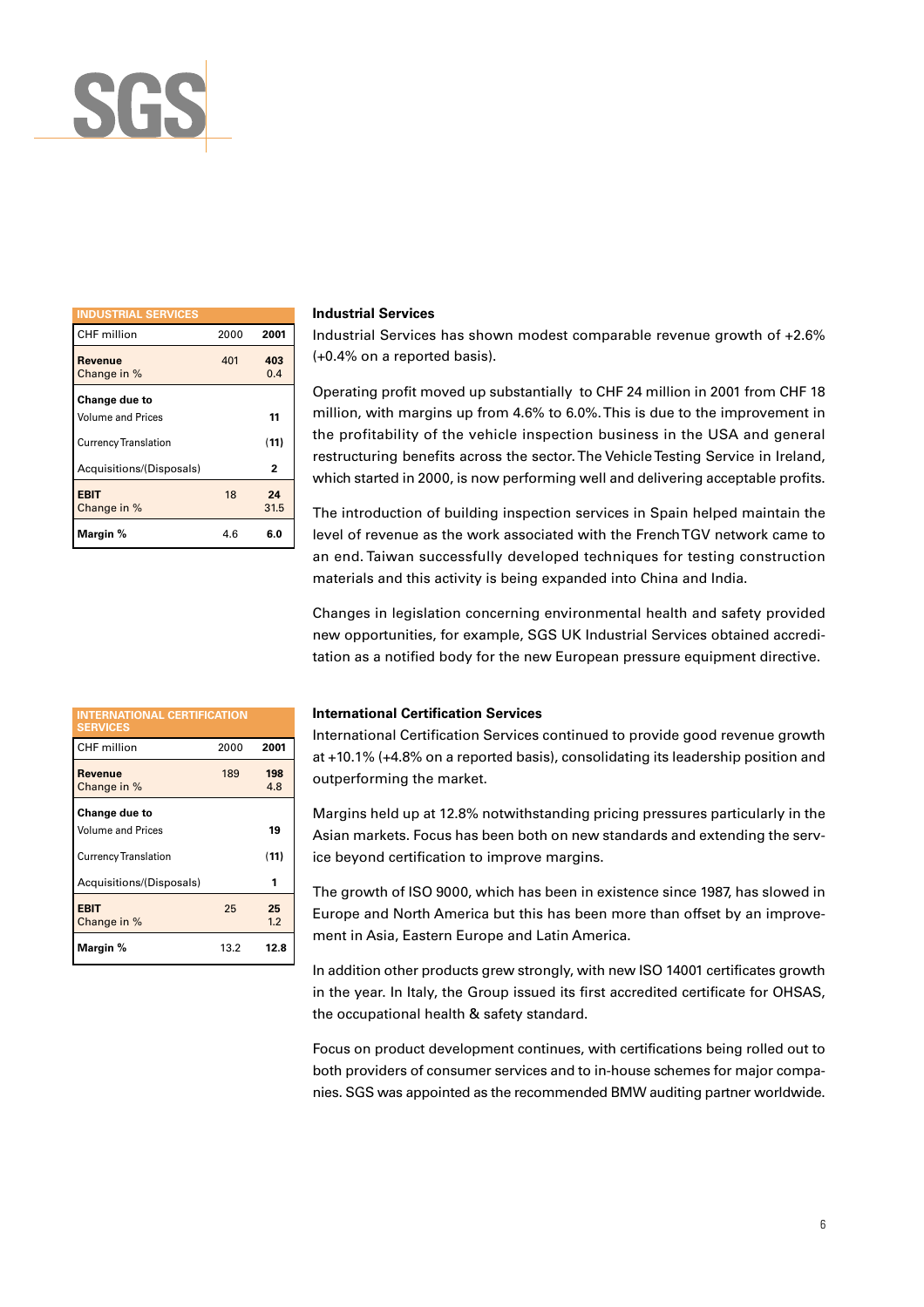**INDUSTRIAL SERVICES**

| CHF million | 2000 | 2001 |
|---|---|---|
| **Revenue** | 401 | **403** |
| Change in % | | 0.4 |
| **Change due to** | | |
| Volume and Prices | | **11** |
| Currency Translation | | **(11)** |
| Acquisitions/(Disposals) | | **2** |
| **EBIT** | 18 | **24** |
| Change in % | | 31.5 |
| **Margin %** | 4.6 | **6.0** |

### Industrial Services

Industrial Services has shown modest comparable revenue growth of +2.6% (+0.4% on a reported basis).

Operating profit moved up substantially to CHF 24 million in 2001 from CHF 18 million, with margins up from 4.6% to 6.0%. This is due to the improvement in the profitability of the vehicle inspection business in the USA and general restructuring benefits across the sector. The Vehicle Testing Service in Ireland, which started in 2000, is now performing well and delivering acceptable profits.

The introduction of building inspection services in Spain helped maintain the level of revenue as the work associated with the French TGV network came to an end. Taiwan successfully developed techniques for testing construction materials and this activity is being expanded into China and India.

Changes in legislation concerning environmental health and safety provided new opportunities, for example, SGS UK Industrial Services obtained accreditation as a notified body for the new European pressure equipment directive.

**INTERNATIONAL CERTIFICATION SERVICES**

| CHF million | 2000 | 2001 |
|---|---|---|
| **Revenue** | 189 | **198** |
| Change in % | | 4.8 |
| **Change due to** | | |
| Volume and Prices | | **19** |
| Currency Translation | | **(11)** |
| Acquisitions/(Disposals) | | **1** |
| **EBIT** | 25 | **25** |
| Change in % | | 1.2 |
| **Margin %** | 13.2 | **12.8** |

### International Certification Services

International Certification Services continued to provide good revenue growth at +10.1% (+4.8% on a reported basis), consolidating its leadership position and outperforming the market.

Margins held up at 12.8% notwithstanding pricing pressures particularly in the Asian markets. Focus has been both on new standards and extending the service beyond certification to improve margins.

The growth of ISO 9000, which has been in existence since 1987, has slowed in Europe and North America but this has been more than offset by an improvement in Asia, Eastern Europe and Latin America.

In addition other products grew strongly, with new ISO 14001 certificates growth in the year. In Italy, the Group issued its first accredited certificate for OHSAS, the occupational health & safety standard.

Focus on product development continues, with certifications being rolled out to both providers of consumer services and to in-house schemes for major companies. SGS was appointed as the recommended BMW auditing partner worldwide.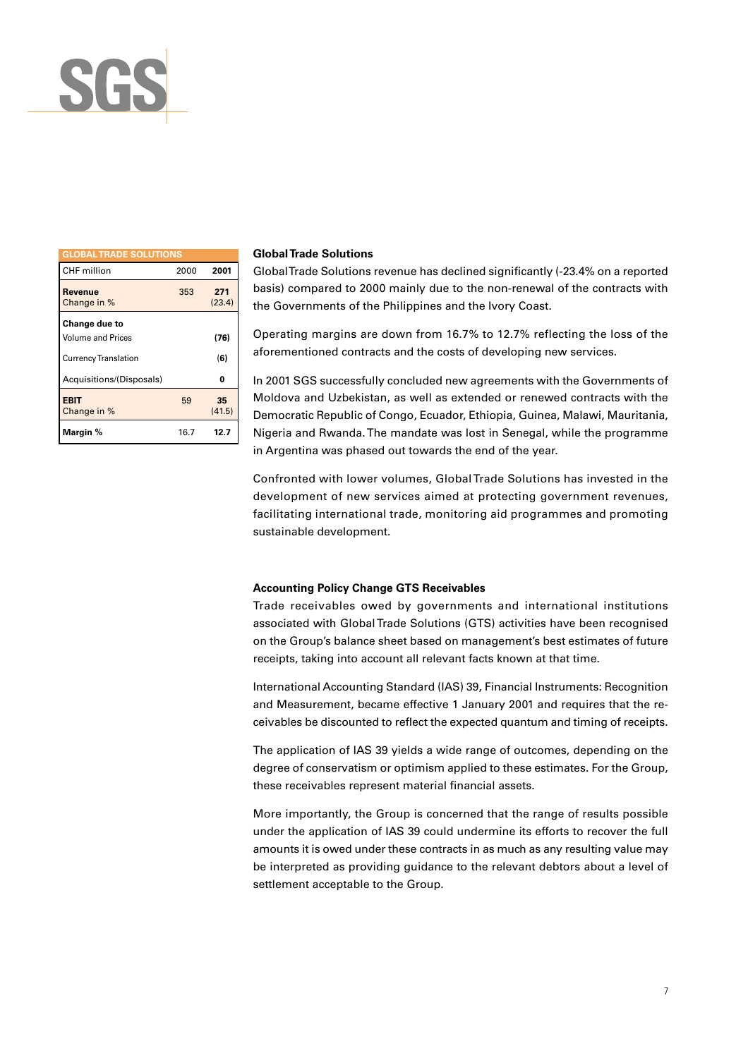| GLOBAL TRADE SOLUTIONS | | |
|---|---|---|
| CHF million | 2000 | **2001** |
| **Revenue** | 353 | **271** |
| Change in % | | (23.4) |
| **Change due to** | | |
| Volume and Prices | | **(76)** |
| Currency Translation | | **(6)** |
| Acquisitions/(Disposals) | | **0** |
| **EBIT** | 59 | **35** |
| Change in % | | (41.5) |
| **Margin %** | 16.7 | **12.7** |

### Global Trade Solutions

Global Trade Solutions revenue has declined significantly (-23.4% on a reported basis) compared to 2000 mainly due to the non-renewal of the contracts with the Governments of the Philippines and the Ivory Coast.

Operating margins are down from 16.7% to 12.7% reflecting the loss of the aforementioned contracts and the costs of developing new services.

In 2001 SGS successfully concluded new agreements with the Governments of Moldova and Uzbekistan, as well as extended or renewed contracts with the Democratic Republic of Congo, Ecuador, Ethiopia, Guinea, Malawi, Mauritania, Nigeria and Rwanda. The mandate was lost in Senegal, while the programme in Argentina was phased out towards the end of the year.

Confronted with lower volumes, Global Trade Solutions has invested in the development of new services aimed at protecting government revenues, facilitating international trade, monitoring aid programmes and promoting sustainable development.

### Accounting Policy Change GTS Receivables

Trade receivables owed by governments and international institutions associated with Global Trade Solutions (GTS) activities have been recognised on the Group's balance sheet based on management's best estimates of future receipts, taking into account all relevant facts known at that time.

International Accounting Standard (IAS) 39, Financial Instruments: Recognition and Measurement, became effective 1 January 2001 and requires that the receivables be discounted to reflect the expected quantum and timing of receipts.

The application of IAS 39 yields a wide range of outcomes, depending on the degree of conservatism or optimism applied to these estimates. For the Group, these receivables represent material financial assets.

More importantly, the Group is concerned that the range of results possible under the application of IAS 39 could undermine its efforts to recover the full amounts it is owed under these contracts in as much as any resulting value may be interpreted as providing guidance to the relevant debtors about a level of settlement acceptable to the Group.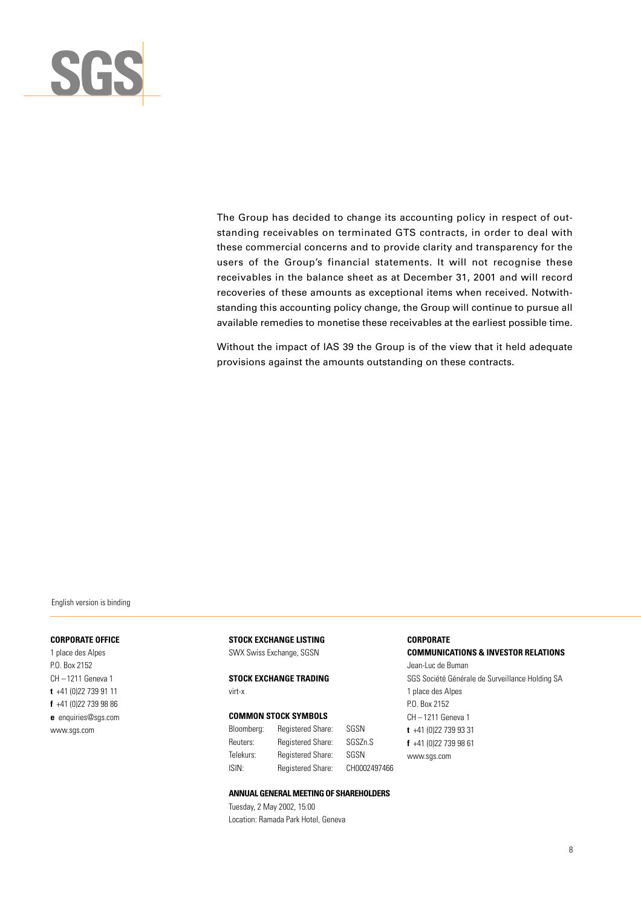SGS

The Group has decided to change its accounting policy in respect of outstanding receivables on terminated GTS contracts, in order to deal with these commercial concerns and to provide clarity and transparency for the users of the Group's financial statements. It will not recognise these receivables in the balance sheet as at December 31, 2001 and will record recoveries of these amounts as exceptional items when received. Notwithstanding this accounting policy change, the Group will continue to pursue all available remedies to monetise these receivables at the earliest possible time.

Without the impact of IAS 39 the Group is of the view that it held adequate provisions against the amounts outstanding on these contracts.

English version is binding

**CORPORATE OFFICE**

1 place des Alpes
P.O. Box 2152
CH – 1211 Geneva 1
**t** +41 (0)22 739 91 11
**f** +41 (0)22 739 98 86
**e** enquiries@sgs.com
www.sgs.com

**STOCK EXCHANGE LISTING**

SWX Swiss Exchange, SGSN

**STOCK EXCHANGE TRADING**

virt-x

**COMMON STOCK SYMBOLS**

| | | |
|---|---|---|
| Bloomberg: | Registered Share: | SGSN |
| Reuters: | Registered Share: | SGSZn.S |
| Telekurs: | Registered Share: | SGSN |
| ISIN: | Registered Share: | CH0002497466 |

**ANNUAL GENERAL MEETING OF SHAREHOLDERS**

Tuesday, 2 May 2002, 15:00
Location: Ramada Park Hotel, Geneva

**CORPORATE COMMUNICATIONS & INVESTOR RELATIONS**

Jean-Luc de Buman
SGS Société Générale de Surveillance Holding SA
1 place des Alpes
P.O. Box 2152
CH – 1211 Geneva 1
**t** +41 (0)22 739 93 31
**f** +41 (0)22 739 98 61
www.sgs.com